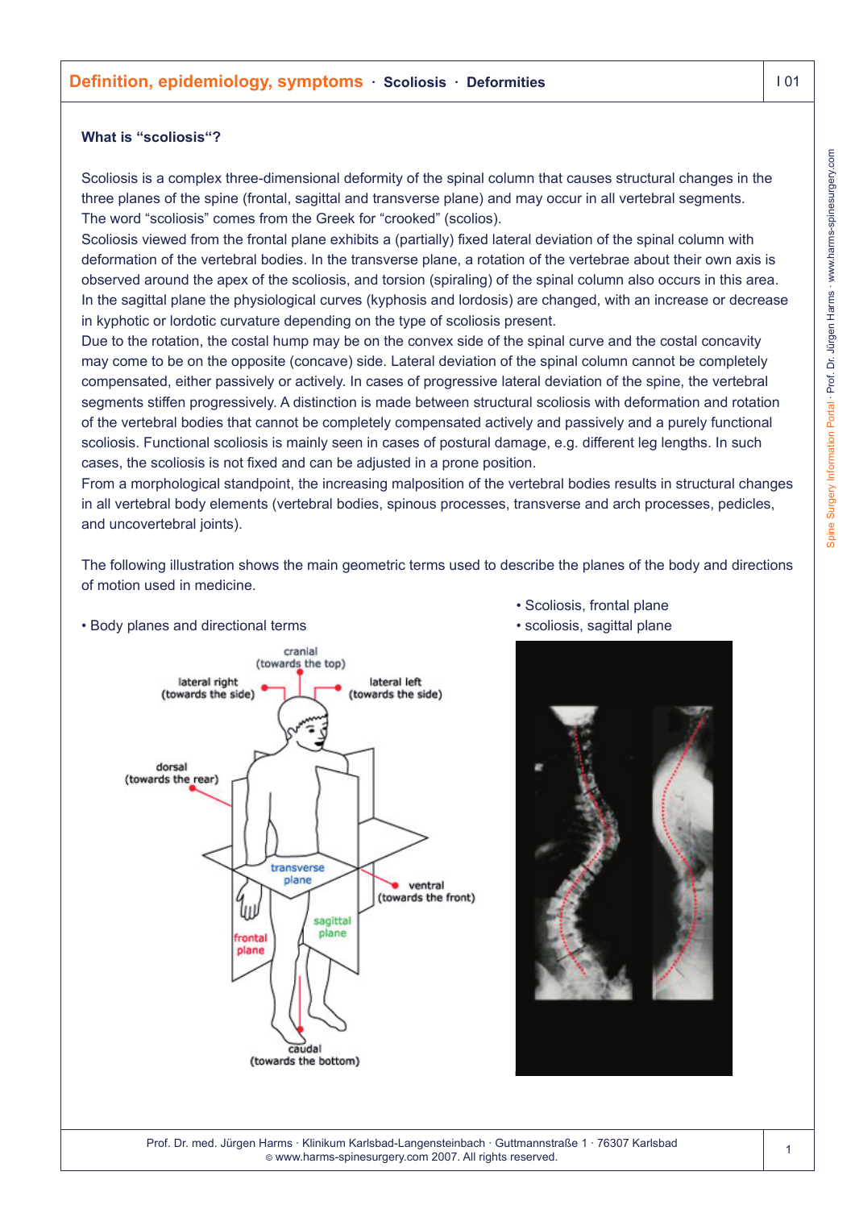# Definition, epidemiology, symptoms · Scoliosis · Deformities

## What is "scoliosis"?

Scoliosis is a complex three-dimensional deformity of the spinal column that causes structural changes in the three planes of the spine (frontal, sagittal and transverse plane) and may occur in all vertebral segments. The word "scoliosis" comes from the Greek for "crooked" (scolios).

Scoliosis viewed from the frontal plane exhibits a (partially) fixed lateral deviation of the spinal column with deformation of the vertebral bodies. In the transverse plane, a rotation of the vertebrae about their own axis is observed around the apex of the scoliosis, and torsion (spiraling) of the spinal column also occurs in this area. In the sagittal plane the physiological curves (kyphosis and lordosis) are changed, with an increase or decrease in kyphotic or lordotic curvature depending on the type of scoliosis present.

Due to the rotation, the costal hump may be on the convex side of the spinal curve and the costal concavity may come to be on the opposite (concave) side. Lateral deviation of the spinal column cannot be completely compensated, either passively or actively. In cases of progressive lateral deviation of the spine, the vertebral segments stiffen progressively. A distinction is made between structural scoliosis with deformation and rotation of the vertebral bodies that cannot be completely compensated actively and passively and a purely functional scoliosis. Functional scoliosis is mainly seen in cases of postural damage, e.g. different leg lengths. In such cases, the scoliosis is not fixed and can be adjusted in a prone position.

From a morphological standpoint, the increasing malposition of the vertebral bodies results in structural changes in all vertebral body elements (vertebral bodies, spinous processes, transverse and arch processes, pedicles, and uncovertebral joints).

The following illustration shows the main geometric terms used to describe the planes of the body and directions of motion used in medicine.

- Body planes and directional terms

cranial (towards the top) · lateral right (towards the side) · lateral left (towards the side) · dorsal (towards the rear) · ventral (towards the front) · caudal (towards the bottom) · transverse plane · sagittal plane · frontal plane

- Scoliosis, frontal plane
- scoliosis, sagittal plane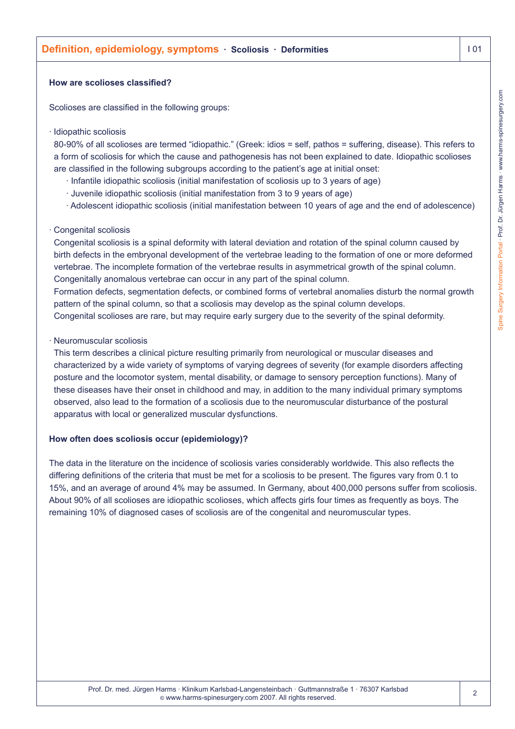## How are scolioses classified?

Scolioses are classified in the following groups:

- Idiopathic scoliosis

  80-90% of all scolioses are termed "idiopathic." (Greek: idios = self, pathos = suffering, disease). This refers to a form of scoliosis for which the cause and pathogenesis has not been explained to date. Idiopathic scolioses are classified in the following subgroups according to the patient's age at initial onset:
  - Infantile idiopathic scoliosis (initial manifestation of scoliosis up to 3 years of age)
  - Juvenile idiopathic scoliosis (initial manifestation from 3 to 9 years of age)
  - Adolescent idiopathic scoliosis (initial manifestation between 10 years of age and the end of adolescence)

- Congenital scoliosis

  Congenital scoliosis is a spinal deformity with lateral deviation and rotation of the spinal column caused by birth defects in the embryonal development of the vertebrae leading to the formation of one or more deformed vertebrae. The incomplete formation of the vertebrae results in asymmetrical growth of the spinal column. Congenitally anomalous vertebrae can occur in any part of the spinal column.

  Formation defects, segmentation defects, or combined forms of vertebral anomalies disturb the normal growth pattern of the spinal column, so that a scoliosis may develop as the spinal column develops.

  Congenital scolioses are rare, but may require early surgery due to the severity of the spinal deformity.

- Neuromuscular scoliosis

  This term describes a clinical picture resulting primarily from neurological or muscular diseases and characterized by a wide variety of symptoms of varying degrees of severity (for example disorders affecting posture and the locomotor system, mental disability, or damage to sensory perception functions). Many of these diseases have their onset in childhood and may, in addition to the many individual primary symptoms observed, also lead to the formation of a scoliosis due to the neuromuscular disturbance of the postural apparatus with local or generalized muscular dysfunctions.

## How often does scoliosis occur (epidemiology)?

The data in the literature on the incidence of scoliosis varies considerably worldwide. This also reflects the differing definitions of the criteria that must be met for a scoliosis to be present. The figures vary from 0.1 to 15%, and an average of around 4% may be assumed. In Germany, about 400,000 persons suffer from scoliosis. About 90% of all scolioses are idiopathic scolioses, which affects girls four times as frequently as boys. The remaining 10% of diagnosed cases of scoliosis are of the congenital and neuromuscular types.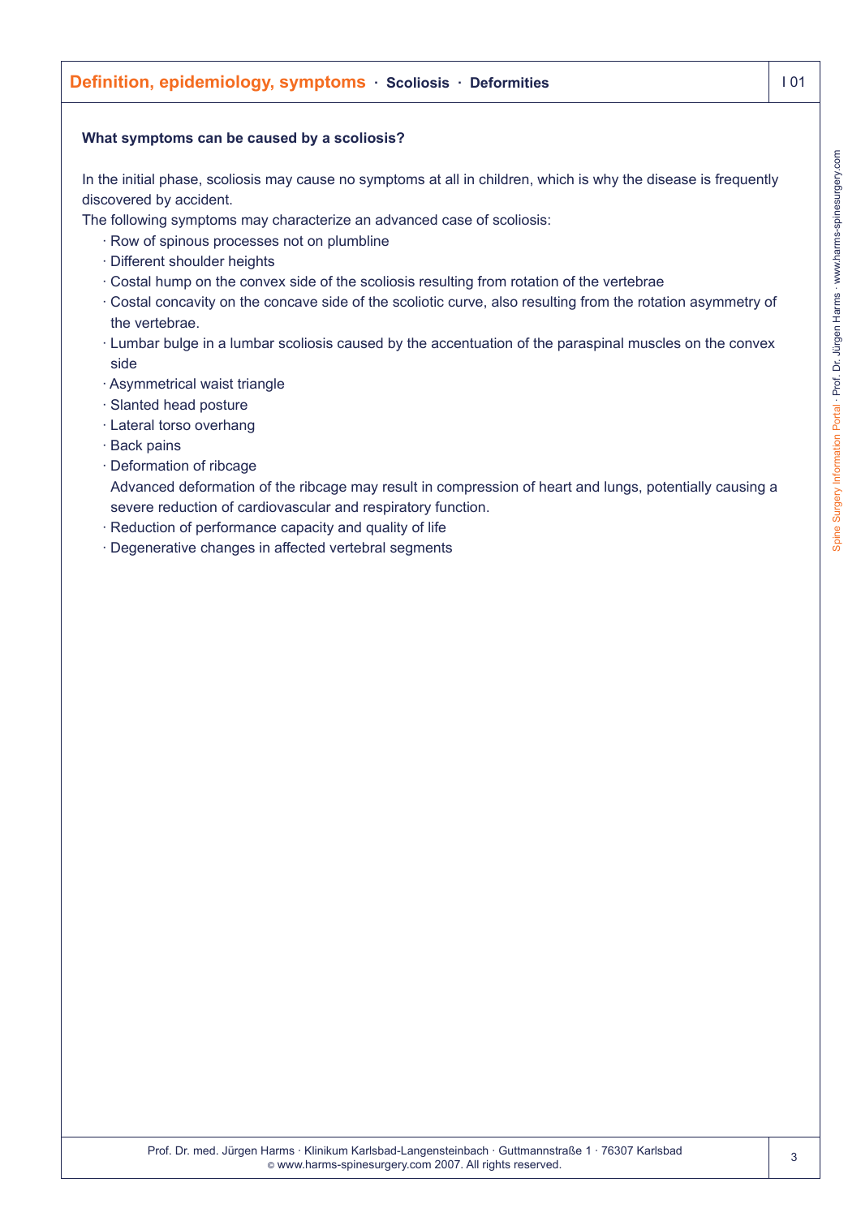### What symptoms can be caused by a scoliosis?

In the initial phase, scoliosis may cause no symptoms at all in children, which is why the disease is frequently discovered by accident.

The following symptoms may characterize an advanced case of scoliosis:

- Row of spinous processes not on plumbline
- Different shoulder heights
- Costal hump on the convex side of the scoliosis resulting from rotation of the vertebrae
- Costal concavity on the concave side of the scoliotic curve, also resulting from the rotation asymmetry of the vertebrae.
- Lumbar bulge in a lumbar scoliosis caused by the accentuation of the paraspinal muscles on the convex side
- Asymmetrical waist triangle
- Slanted head posture
- Lateral torso overhang
- Back pains
- Deformation of ribcage

  Advanced deformation of the ribcage may result in compression of heart and lungs, potentially causing a severe reduction of cardiovascular and respiratory function.
- Reduction of performance capacity and quality of life
- Degenerative changes in affected vertebral segments